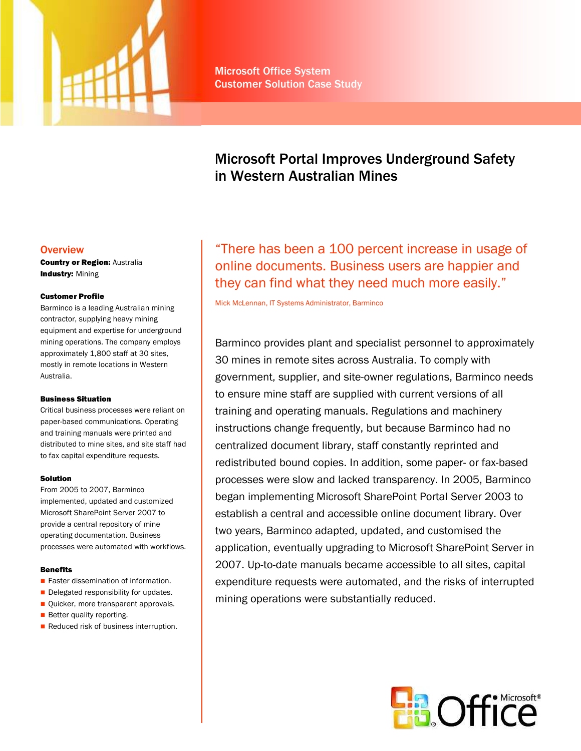Microsoft Office System
Customer Solution Case Study

# Microsoft Portal Improves Underground Safety in Western Australian Mines

## Overview

**Country or Region:** Australia
**Industry:** Mining

### Customer Profile

Barminco is a leading Australian mining contractor, supplying heavy mining equipment and expertise for underground mining operations. The company employs approximately 1,800 staff at 30 sites, mostly in remote locations in Western Australia.

### Business Situation

Critical business processes were reliant on paper-based communications. Operating and training manuals were printed and distributed to mine sites, and site staff had to fax capital expenditure requests.

### Solution

From 2005 to 2007, Barminco implemented, updated and customized Microsoft SharePoint Server 2007 to provide a central repository of mine operating documentation. Business processes were automated with workflows.

### Benefits

- Faster dissemination of information.
- Delegated responsibility for updates.
- Quicker, more transparent approvals.
- Better quality reporting.
- Reduced risk of business interruption.

"There has been a 100 percent increase in usage of online documents. Business users are happier and they can find what they need much more easily."

Mick McLennan, IT Systems Administrator, Barminco

Barminco provides plant and specialist personnel to approximately 30 mines in remote sites across Australia. To comply with government, supplier, and site-owner regulations, Barminco needs to ensure mine staff are supplied with current versions of all training and operating manuals. Regulations and machinery instructions change frequently, but because Barminco had no centralized document library, staff constantly reprinted and redistributed bound copies. In addition, some paper- or fax-based processes were slow and lacked transparency. In 2005, Barminco began implementing Microsoft SharePoint Portal Server 2003 to establish a central and accessible online document library. Over two years, Barminco adapted, updated, and customised the application, eventually upgrading to Microsoft SharePoint Server in 2007. Up-to-date manuals became accessible to all sites, capital expenditure requests were automated, and the risks of interrupted mining operations were substantially reduced.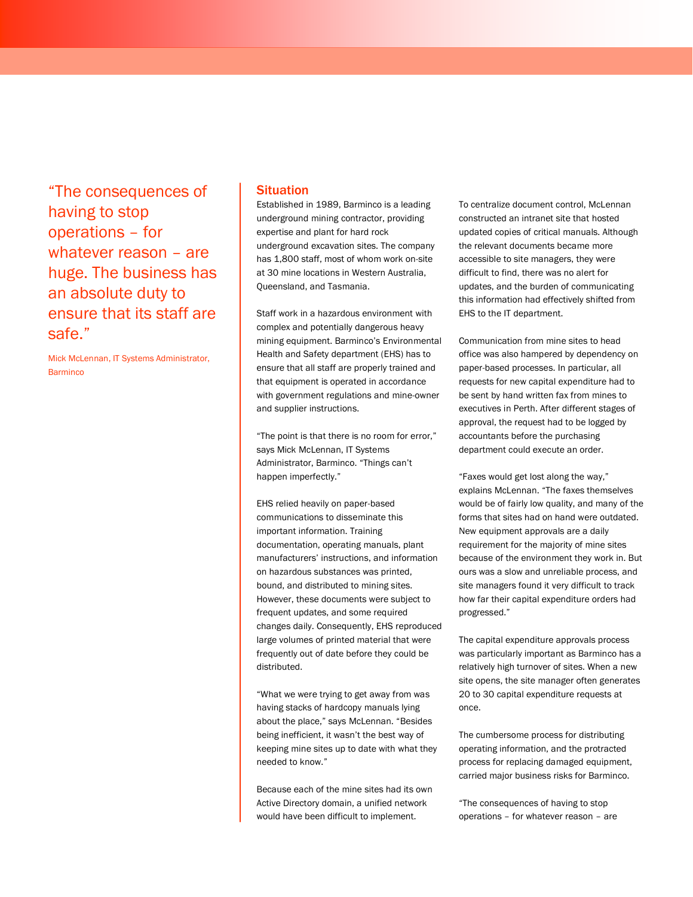> "The consequences of having to stop operations – for whatever reason – are huge. The business has an absolute duty to ensure that its staff are safe."
>
> Mick McLennan, IT Systems Administrator, Barminco

## Situation

Established in 1989, Barminco is a leading underground mining contractor, providing expertise and plant for hard rock underground excavation sites. The company has 1,800 staff, most of whom work on-site at 30 mine locations in Western Australia, Queensland, and Tasmania.

Staff work in a hazardous environment with complex and potentially dangerous heavy mining equipment. Barminco's Environmental Health and Safety department (EHS) has to ensure that all staff are properly trained and that equipment is operated in accordance with government regulations and mine-owner and supplier instructions.

"The point is that there is no room for error," says Mick McLennan, IT Systems Administrator, Barminco. "Things can't happen imperfectly."

EHS relied heavily on paper-based communications to disseminate this important information. Training documentation, operating manuals, plant manufacturers' instructions, and information on hazardous substances was printed, bound, and distributed to mining sites. However, these documents were subject to frequent updates, and some required changes daily. Consequently, EHS reproduced large volumes of printed material that were frequently out of date before they could be distributed.

"What we were trying to get away from was having stacks of hardcopy manuals lying about the place," says McLennan. "Besides being inefficient, it wasn't the best way of keeping mine sites up to date with what they needed to know."

Because each of the mine sites had its own Active Directory domain, a unified network would have been difficult to implement.

To centralize document control, McLennan constructed an intranet site that hosted updated copies of critical manuals. Although the relevant documents became more accessible to site managers, they were difficult to find, there was no alert for updates, and the burden of communicating this information had effectively shifted from EHS to the IT department.

Communication from mine sites to head office was also hampered by dependency on paper-based processes. In particular, all requests for new capital expenditure had to be sent by hand written fax from mines to executives in Perth. After different stages of approval, the request had to be logged by accountants before the purchasing department could execute an order.

"Faxes would get lost along the way," explains McLennan. "The faxes themselves would be of fairly low quality, and many of the forms that sites had on hand were outdated. New equipment approvals are a daily requirement for the majority of mine sites because of the environment they work in. But ours was a slow and unreliable process, and site managers found it very difficult to track how far their capital expenditure orders had progressed."

The capital expenditure approvals process was particularly important as Barminco has a relatively high turnover of sites. When a new site opens, the site manager often generates 20 to 30 capital expenditure requests at once.

The cumbersome process for distributing operating information, and the protracted process for replacing damaged equipment, carried major business risks for Barminco.

"The consequences of having to stop operations – for whatever reason – are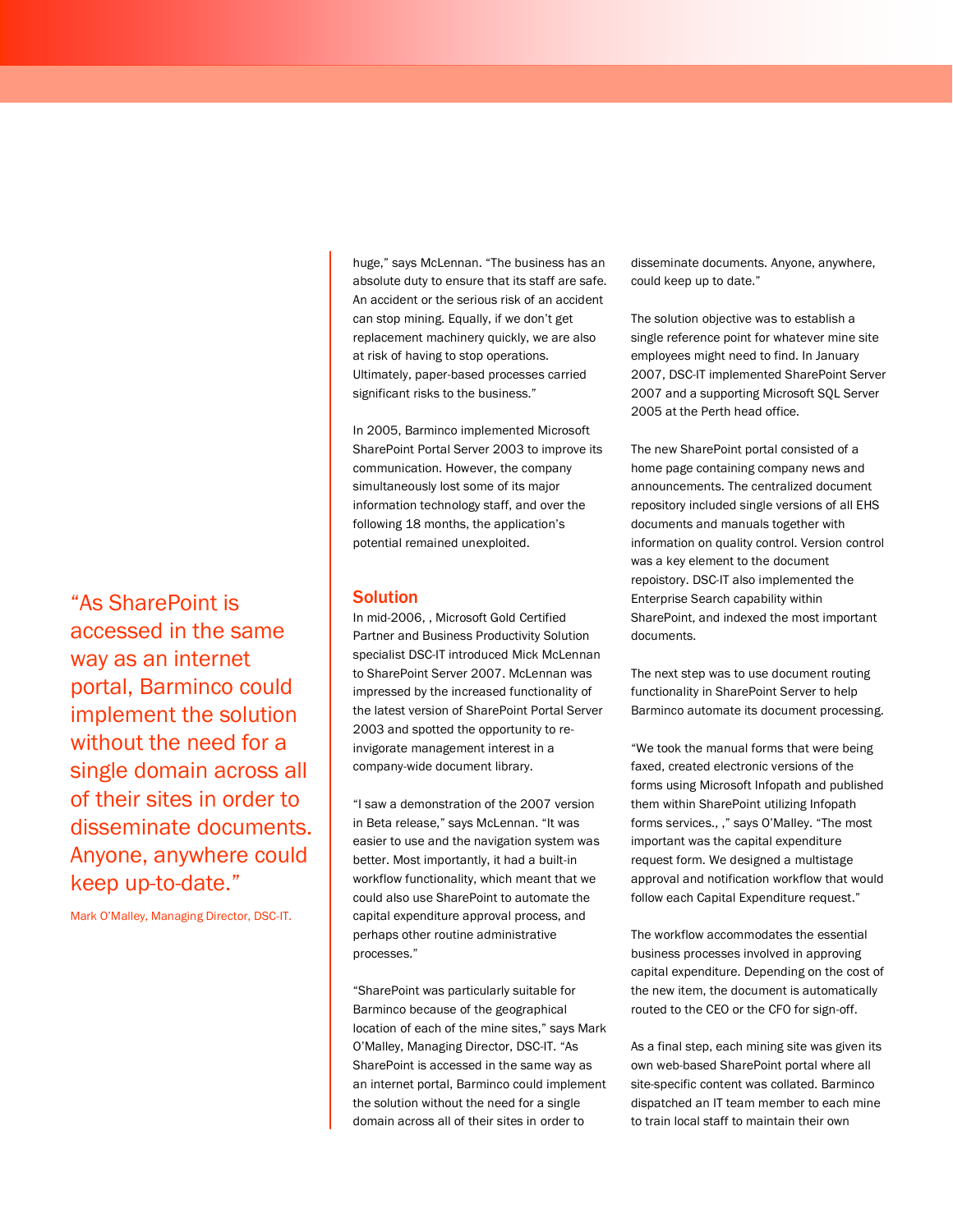huge," says McLennan. "The business has an absolute duty to ensure that its staff are safe. An accident or the serious risk of an accident can stop mining. Equally, if we don't get replacement machinery quickly, we are also at risk of having to stop operations. Ultimately, paper-based processes carried significant risks to the business."

In 2005, Barminco implemented Microsoft SharePoint Portal Server 2003 to improve its communication. However, the company simultaneously lost some of its major information technology staff, and over the following 18 months, the application's potential remained unexploited.

## Solution

In mid-2006, , Microsoft Gold Certified Partner and Business Productivity Solution specialist DSC-IT introduced Mick McLennan to SharePoint Server 2007. McLennan was impressed by the increased functionality of the latest version of SharePoint Portal Server 2003 and spotted the opportunity to re-invigorate management interest in a company-wide document library.

"I saw a demonstration of the 2007 version in Beta release," says McLennan. "It was easier to use and the navigation system was better. Most importantly, it had a built-in workflow functionality, which meant that we could also use SharePoint to automate the capital expenditure approval process, and perhaps other routine administrative processes."

"SharePoint was particularly suitable for Barminco because of the geographical location of each of the mine sites," says Mark O'Malley, Managing Director, DSC-IT. "As SharePoint is accessed in the same way as an internet portal, Barminco could implement the solution without the need for a single domain across all of their sites in order to disseminate documents. Anyone, anywhere, could keep up to date."

> "As SharePoint is accessed in the same way as an internet portal, Barminco could implement the solution without the need for a single domain across all of their sites in order to disseminate documents. Anyone, anywhere could keep up-to-date."
>
> Mark O'Malley, Managing Director, DSC-IT.

The solution objective was to establish a single reference point for whatever mine site employees might need to find. In January 2007, DSC-IT implemented SharePoint Server 2007 and a supporting Microsoft SQL Server 2005 at the Perth head office.

The new SharePoint portal consisted of a home page containing company news and announcements. The centralized document repository included single versions of all EHS documents and manuals together with information on quality control. Version control was a key element to the document repoistory. DSC-IT also implemented the Enterprise Search capability within SharePoint, and indexed the most important documents.

The next step was to use document routing functionality in SharePoint Server to help Barminco automate its document processing.

"We took the manual forms that were being faxed, created electronic versions of the forms using Microsoft Infopath and published them within SharePoint utilizing Infopath forms services., ," says O'Malley. "The most important was the capital expenditure request form. We designed a multistage approval and notification workflow that would follow each Capital Expenditure request."

The workflow accommodates the essential business processes involved in approving capital expenditure. Depending on the cost of the new item, the document is automatically routed to the CEO or the CFO for sign-off.

As a final step, each mining site was given its own web-based SharePoint portal where all site-specific content was collated. Barminco dispatched an IT team member to each mine to train local staff to maintain their own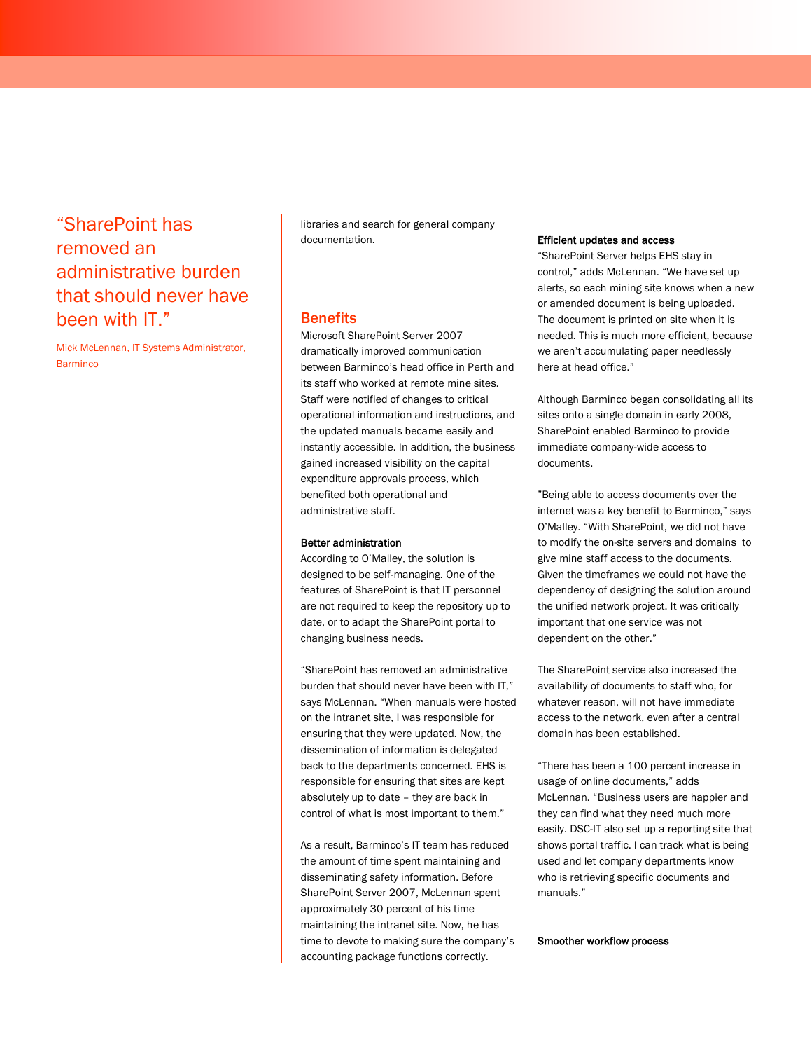> "SharePoint has removed an administrative burden that should never have been with IT."
>
> Mick McLennan, IT Systems Administrator, Barminco

libraries and search for general company documentation.

## Benefits

Microsoft SharePoint Server 2007 dramatically improved communication between Barminco's head office in Perth and its staff who worked at remote mine sites. Staff were notified of changes to critical operational information and instructions, and the updated manuals became easily and instantly accessible. In addition, the business gained increased visibility on the capital expenditure approvals process, which benefited both operational and administrative staff.

**Better administration**

According to O'Malley, the solution is designed to be self-managing. One of the features of SharePoint is that IT personnel are not required to keep the repository up to date, or to adapt the SharePoint portal to changing business needs.

"SharePoint has removed an administrative burden that should never have been with IT," says McLennan. "When manuals were hosted on the intranet site, I was responsible for ensuring that they were updated. Now, the dissemination of information is delegated back to the departments concerned. EHS is responsible for ensuring that sites are kept absolutely up to date – they are back in control of what is most important to them."

As a result, Barminco's IT team has reduced the amount of time spent maintaining and disseminating safety information. Before SharePoint Server 2007, McLennan spent approximately 30 percent of his time maintaining the intranet site. Now, he has time to devote to making sure the company's accounting package functions correctly.

**Efficient updates and access**

"SharePoint Server helps EHS stay in control," adds McLennan. "We have set up alerts, so each mining site knows when a new or amended document is being uploaded. The document is printed on site when it is needed. This is much more efficient, because we aren't accumulating paper needlessly here at head office."

Although Barminco began consolidating all its sites onto a single domain in early 2008, SharePoint enabled Barminco to provide immediate company-wide access to documents.

"Being able to access documents over the internet was a key benefit to Barminco," says O'Malley. "With SharePoint, we did not have to modify the on-site servers and domains to give mine staff access to the documents. Given the timeframes we could not have the dependency of designing the solution around the unified network project. It was critically important that one service was not dependent on the other."

The SharePoint service also increased the availability of documents to staff who, for whatever reason, will not have immediate access to the network, even after a central domain has been established.

"There has been a 100 percent increase in usage of online documents," adds McLennan. "Business users are happier and they can find what they need much more easily. DSC-IT also set up a reporting site that shows portal traffic. I can track what is being used and let company departments know who is retrieving specific documents and manuals."

**Smoother workflow process**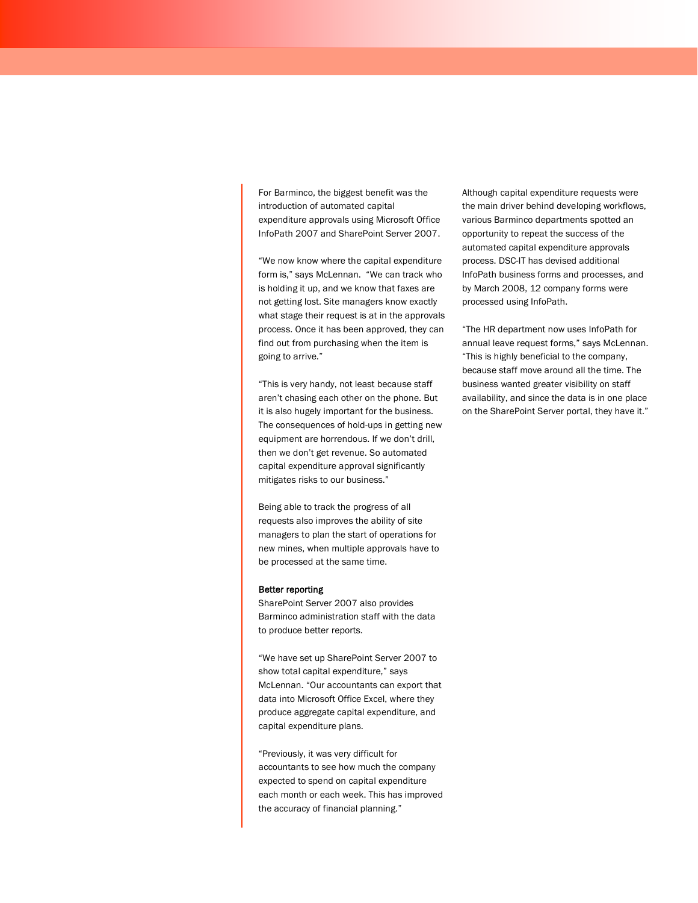For Barminco, the biggest benefit was the introduction of automated capital expenditure approvals using Microsoft Office InfoPath 2007 and SharePoint Server 2007.

“We now know where the capital expenditure form is,” says McLennan. “We can track who is holding it up, and we know that faxes are not getting lost. Site managers know exactly what stage their request is at in the approvals process. Once it has been approved, they can find out from purchasing when the item is going to arrive.”

“This is very handy, not least because staff aren’t chasing each other on the phone. But it is also hugely important for the business. The consequences of hold-ups in getting new equipment are horrendous. If we don’t drill, then we don’t get revenue. So automated capital expenditure approval significantly mitigates risks to our business.”

Being able to track the progress of all requests also improves the ability of site managers to plan the start of operations for new mines, when multiple approvals have to be processed at the same time.

**Better reporting**

SharePoint Server 2007 also provides Barminco administration staff with the data to produce better reports.

“We have set up SharePoint Server 2007 to show total capital expenditure,” says McLennan. “Our accountants can export that data into Microsoft Office Excel, where they produce aggregate capital expenditure, and capital expenditure plans.

“Previously, it was very difficult for accountants to see how much the company expected to spend on capital expenditure each month or each week. This has improved the accuracy of financial planning.”

Although capital expenditure requests were the main driver behind developing workflows, various Barminco departments spotted an opportunity to repeat the success of the automated capital expenditure approvals process. DSC-IT has devised additional InfoPath business forms and processes, and by March 2008, 12 company forms were processed using InfoPath.

“The HR department now uses InfoPath for annual leave request forms,” says McLennan. “This is highly beneficial to the company, because staff move around all the time. The business wanted greater visibility on staff availability, and since the data is in one place on the SharePoint Server portal, they have it.”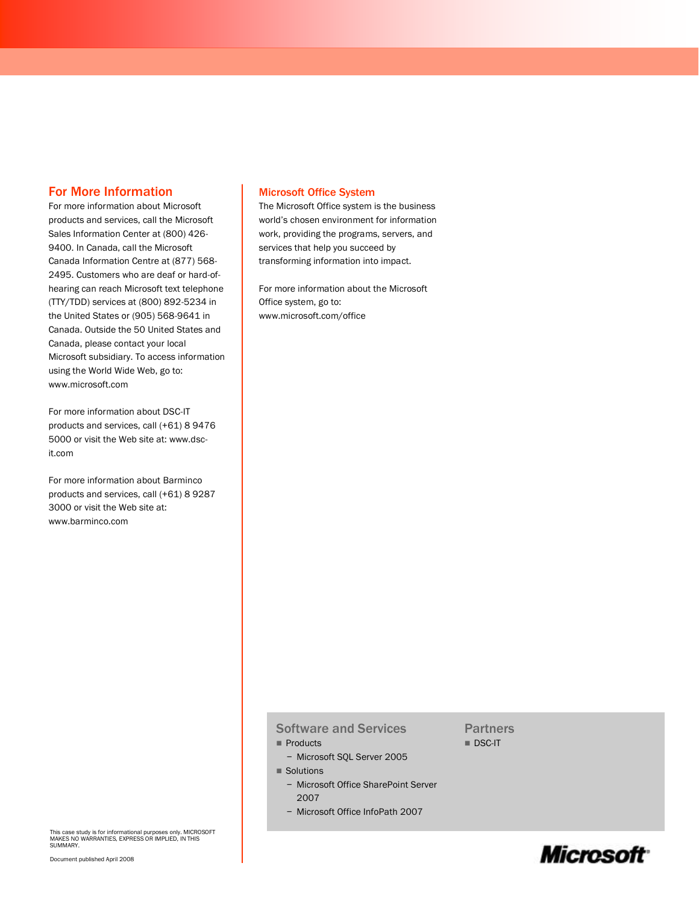## For More Information

For more information about Microsoft products and services, call the Microsoft Sales Information Center at (800) 426-9400. In Canada, call the Microsoft Canada Information Centre at (877) 568-2495. Customers who are deaf or hard-of-hearing can reach Microsoft text telephone (TTY/TDD) services at (800) 892-5234 in the United States or (905) 568-9641 in Canada. Outside the 50 United States and Canada, please contact your local Microsoft subsidiary. To access information using the World Wide Web, go to: www.microsoft.com

For more information about DSC-IT products and services, call (+61) 8 9476 5000 or visit the Web site at: www.dsc-it.com

For more information about Barminco products and services, call (+61) 8 9287 3000 or visit the Web site at: www.barminco.com

This case study is for informational purposes only. MICROSOFT MAKES NO WARRANTIES, EXPRESS OR IMPLIED, IN THIS SUMMARY.

Document published April 2008

## Microsoft Office System

The Microsoft Office system is the business world's chosen environment for information work, providing the programs, servers, and services that help you succeed by transforming information into impact.

For more information about the Microsoft Office system, go to: www.microsoft.com/office

### Software and Services

- Products
  - Microsoft SQL Server 2005
- Solutions
  - Microsoft Office SharePoint Server 2007
  - Microsoft Office InfoPath 2007

### Partners

- DSC-IT